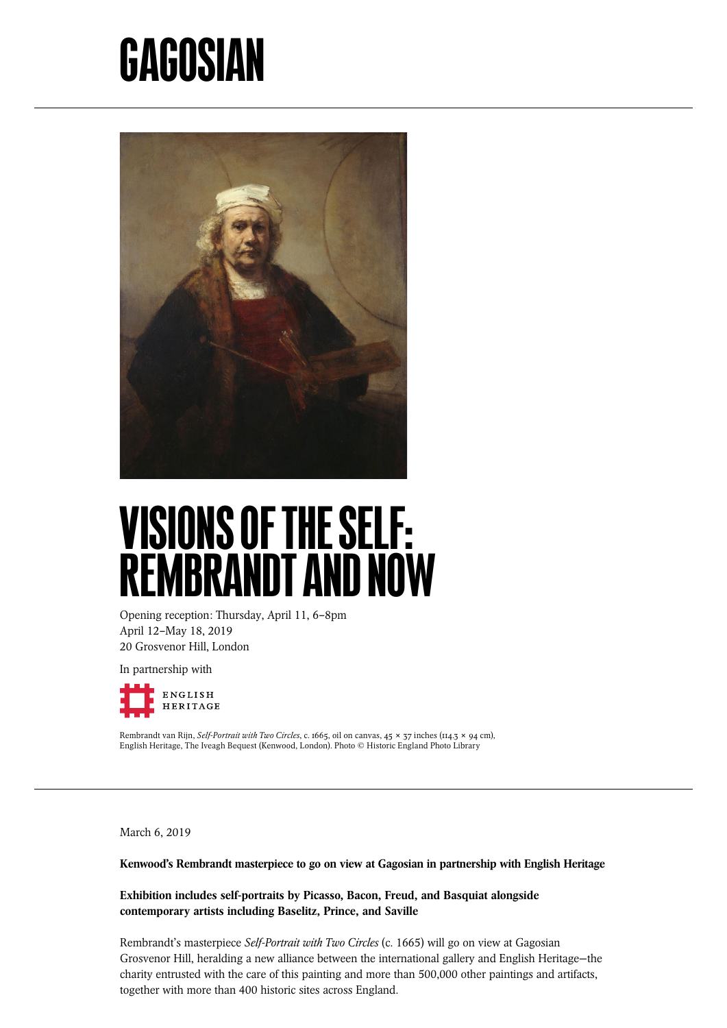# GAGOSIAN

# VISIONS OF THE SELF: REMBRANDT AND NOW

Opening reception: Thursday, April 11, 6–8pm
April 12–May 18, 2019
20 Grosvenor Hill, London

In partnership with

ENGLISH HERITAGE

Rembrandt van Rijn, *Self-Portrait with Two Circles*, c. 1665, oil on canvas, 45 × 37 inches (114.3 × 94 cm), English Heritage, The Iveagh Bequest (Kenwood, London). Photo © Historic England Photo Library

March 6, 2019

**Kenwood's Rembrandt masterpiece to go on view at Gagosian in partnership with English Heritage**

**Exhibition includes self-portraits by Picasso, Bacon, Freud, and Basquiat alongside contemporary artists including Baselitz, Prince, and Saville**

Rembrandt's masterpiece *Self-Portrait with Two Circles* (c. 1665) will go on view at Gagosian Grosvenor Hill, heralding a new alliance between the international gallery and English Heritage—the charity entrusted with the care of this painting and more than 500,000 other paintings and artifacts, together with more than 400 historic sites across England.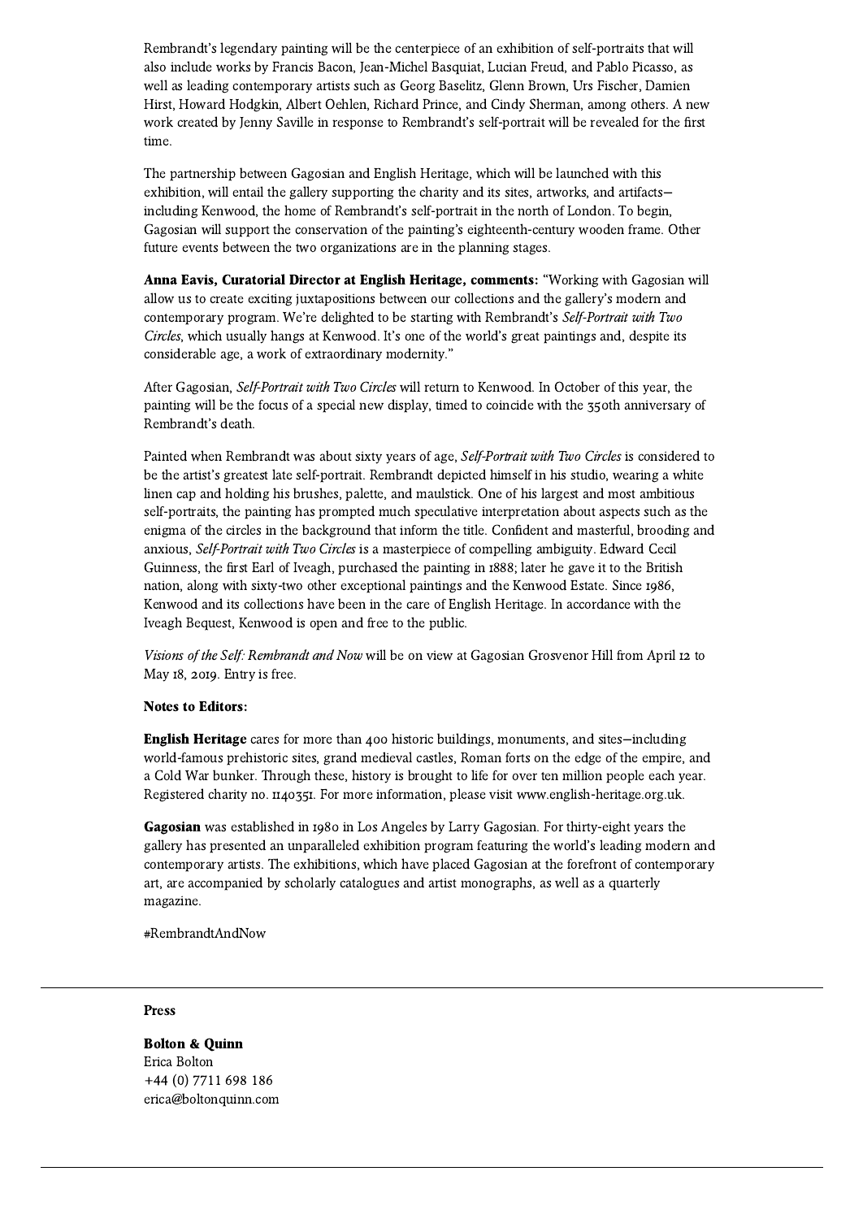Rembrandt's legendary painting will be the centerpiece of an exhibition of self-portraits that will also include works by Francis Bacon, Jean-Michel Basquiat, Lucian Freud, and Pablo Picasso, as well as leading contemporary artists such as Georg Baselitz, Glenn Brown, Urs Fischer, Damien Hirst, Howard Hodgkin, Albert Oehlen, Richard Prince, and Cindy Sherman, among others. A new work created by Jenny Saville in response to Rembrandt's self-portrait will be revealed for the first time.

The partnership between Gagosian and English Heritage, which will be launched with this exhibition, will entail the gallery supporting the charity and its sites, artworks, and artifacts—including Kenwood, the home of Rembrandt's self-portrait in the north of London. To begin, Gagosian will support the conservation of the painting's eighteenth-century wooden frame. Other future events between the two organizations are in the planning stages.

**Anna Eavis, Curatorial Director at English Heritage, comments:** "Working with Gagosian will allow us to create exciting juxtapositions between our collections and the gallery's modern and contemporary program. We're delighted to be starting with Rembrandt's *Self-Portrait with Two Circles*, which usually hangs at Kenwood. It's one of the world's great paintings and, despite its considerable age, a work of extraordinary modernity."

After Gagosian, *Self-Portrait with Two Circles* will return to Kenwood. In October of this year, the painting will be the focus of a special new display, timed to coincide with the 350th anniversary of Rembrandt's death.

Painted when Rembrandt was about sixty years of age, *Self-Portrait with Two Circles* is considered to be the artist's greatest late self-portrait. Rembrandt depicted himself in his studio, wearing a white linen cap and holding his brushes, palette, and maulstick. One of his largest and most ambitious self-portraits, the painting has prompted much speculative interpretation about aspects such as the enigma of the circles in the background that inform the title. Confident and masterful, brooding and anxious, *Self-Portrait with Two Circles* is a masterpiece of compelling ambiguity. Edward Cecil Guinness, the first Earl of Iveagh, purchased the painting in 1888; later he gave it to the British nation, along with sixty-two other exceptional paintings and the Kenwood Estate. Since 1986, Kenwood and its collections have been in the care of English Heritage. In accordance with the Iveagh Bequest, Kenwood is open and free to the public.

*Visions of the Self: Rembrandt and Now* will be on view at Gagosian Grosvenor Hill from April 12 to May 18, 2019. Entry is free.

**Notes to Editors:**

**English Heritage** cares for more than 400 historic buildings, monuments, and sites—including world-famous prehistoric sites, grand medieval castles, Roman forts on the edge of the empire, and a Cold War bunker. Through these, history is brought to life for over ten million people each year. Registered charity no. 1140351. For more information, please visit www.english-heritage.org.uk.

**Gagosian** was established in 1980 in Los Angeles by Larry Gagosian. For thirty-eight years the gallery has presented an unparalleled exhibition program featuring the world's leading modern and contemporary artists. The exhibitions, which have placed Gagosian at the forefront of contemporary art, are accompanied by scholarly catalogues and artist monographs, as well as a quarterly magazine.

#RembrandtAndNow

---

**Press**

**Bolton & Quinn**
Erica Bolton
+44 (0) 7711 698 186
erica@boltonquinn.com